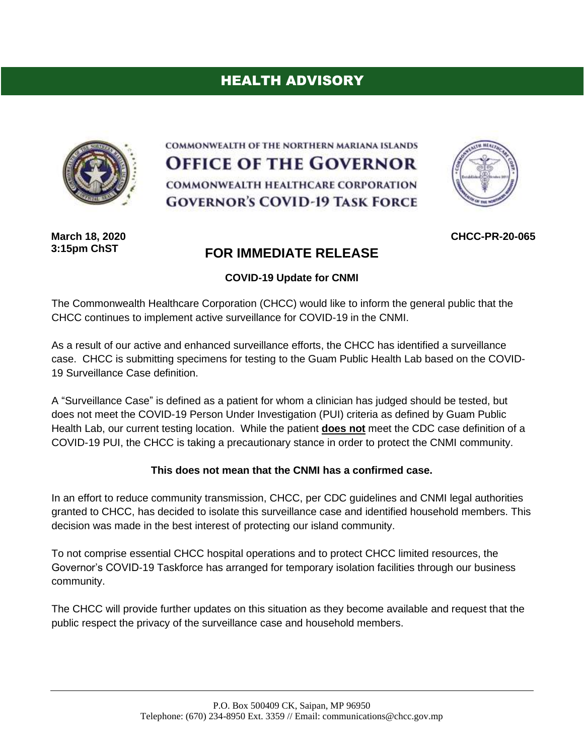# HEALTH ADVISORY

COMMONWEALTH OF THE NORTHERN MARIANA ISLANDS

**OFFICE OF THE GOVERNOR**

COMMONWEALTH HEALTHCARE CORPORATION

**GOVERNOR'S COVID-19 TASK FORCE**

**March 18, 2020**
**3:15pm ChST**

**CHCC-PR-20-065**

## FOR IMMEDIATE RELEASE

**COVID-19 Update for CNMI**

The Commonwealth Healthcare Corporation (CHCC) would like to inform the general public that the CHCC continues to implement active surveillance for COVID-19 in the CNMI.

As a result of our active and enhanced surveillance efforts, the CHCC has identified a surveillance case. CHCC is submitting specimens for testing to the Guam Public Health Lab based on the COVID-19 Surveillance Case definition.

A "Surveillance Case" is defined as a patient for whom a clinician has judged should be tested, but does not meet the COVID-19 Person Under Investigation (PUI) criteria as defined by Guam Public Health Lab, our current testing location. While the patient **does not** meet the CDC case definition of a COVID-19 PUI, the CHCC is taking a precautionary stance in order to protect the CNMI community.

**This does not mean that the CNMI has a confirmed case.**

In an effort to reduce community transmission, CHCC, per CDC guidelines and CNMI legal authorities granted to CHCC, has decided to isolate this surveillance case and identified household members. This decision was made in the best interest of protecting our island community.

To not comprise essential CHCC hospital operations and to protect CHCC limited resources, the Governor's COVID-19 Taskforce has arranged for temporary isolation facilities through our business community.

The CHCC will provide further updates on this situation as they become available and request that the public respect the privacy of the surveillance case and household members.

P.O. Box 500409 CK, Saipan, MP 96950
Telephone: (670) 234-8950 Ext. 3359 // Email: communications@chcc.gov.mp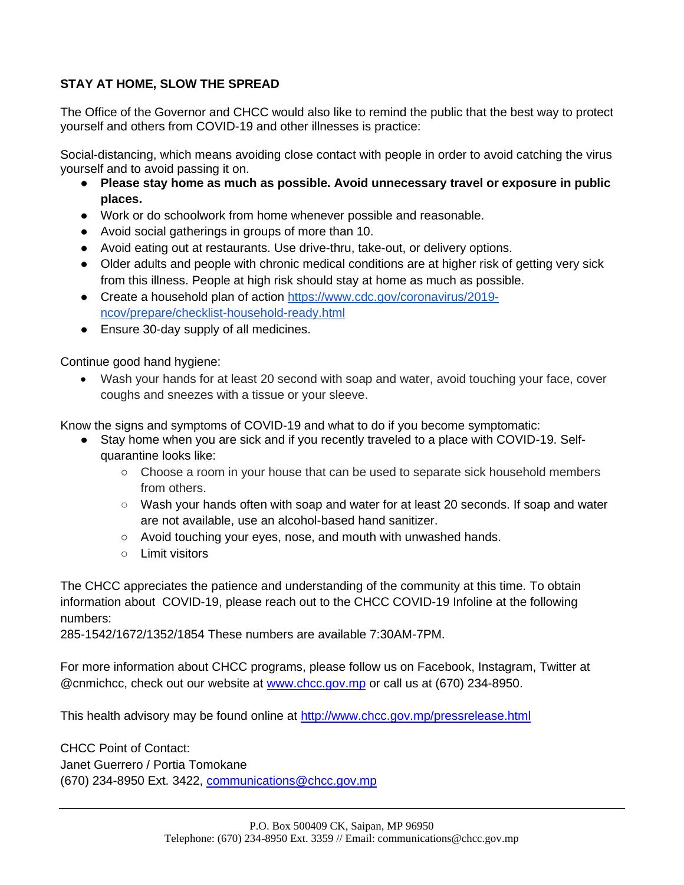**STAY AT HOME, SLOW THE SPREAD**

The Office of the Governor and CHCC would also like to remind the public that the best way to protect yourself and others from COVID-19 and other illnesses is practice:

Social-distancing, which means avoiding close contact with people in order to avoid catching the virus yourself and to avoid passing it on.

- **Please stay home as much as possible. Avoid unnecessary travel or exposure in public places.**
- Work or do schoolwork from home whenever possible and reasonable.
- Avoid social gatherings in groups of more than 10.
- Avoid eating out at restaurants. Use drive-thru, take-out, or delivery options.
- Older adults and people with chronic medical conditions are at higher risk of getting very sick from this illness. People at high risk should stay at home as much as possible.
- Create a household plan of action [https://www.cdc.gov/coronavirus/2019-ncov/prepare/checklist-household-ready.html](https://www.cdc.gov/coronavirus/2019-ncov/prepare/checklist-household-ready.html)
- Ensure 30-day supply of all medicines.

Continue good hand hygiene:

- Wash your hands for at least 20 second with soap and water, avoid touching your face, cover coughs and sneezes with a tissue or your sleeve.

Know the signs and symptoms of COVID-19 and what to do if you become symptomatic:

- Stay home when you are sick and if you recently traveled to a place with COVID-19. Self-quarantine looks like:
  - Choose a room in your house that can be used to separate sick household members from others.
  - Wash your hands often with soap and water for at least 20 seconds. If soap and water are not available, use an alcohol-based hand sanitizer.
  - Avoid touching your eyes, nose, and mouth with unwashed hands.
  - Limit visitors

The CHCC appreciates the patience and understanding of the community at this time. To obtain information about COVID-19, please reach out to the CHCC COVID-19 Infoline at the following numbers:
285-1542/1672/1352/1854 These numbers are available 7:30AM-7PM.

For more information about CHCC programs, please follow us on Facebook, Instagram, Twitter at @cnmichcc, check out our website at [www.chcc.gov.mp](http://www.chcc.gov.mp) or call us at (670) 234-8950.

This health advisory may be found online at [http://www.chcc.gov.mp/pressrelease.html](http://www.chcc.gov.mp/pressrelease.html)

CHCC Point of Contact:
Janet Guerrero / Portia Tomokane
(670) 234-8950 Ext. 3422, [communications@chcc.gov.mp](mailto:communications@chcc.gov.mp)

---

P.O. Box 500409 CK, Saipan, MP 96950
Telephone: (670) 234-8950 Ext. 3359 // Email: communications@chcc.gov.mp